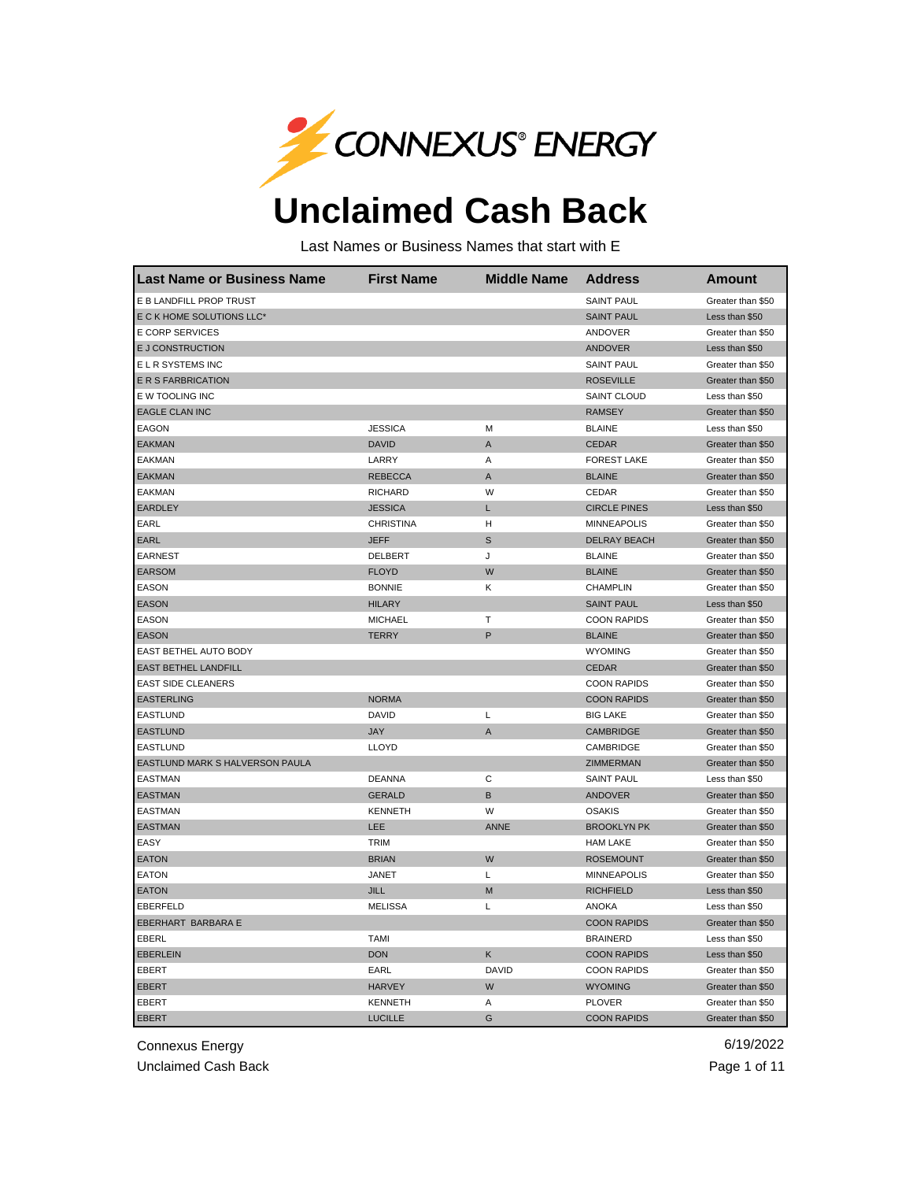CONNEXUS® ENERGY

# Unclaimed Cash Back

Last Names or Business Names that start with E

| Last Name or Business Name | First Name | Middle Name | Address | Amount |
|---|---|---|---|---|
| E B LANDFILL PROP TRUST | | | SAINT PAUL | Greater than $50 |
| E C K HOME SOLUTIONS LLC* | | | SAINT PAUL | Less than $50 |
| E CORP SERVICES | | | ANDOVER | Greater than $50 |
| E J CONSTRUCTION | | | ANDOVER | Less than $50 |
| E L R SYSTEMS INC | | | SAINT PAUL | Greater than $50 |
| E R S FARBRICATION | | | ROSEVILLE | Greater than $50 |
| E W TOOLING INC | | | SAINT CLOUD | Less than $50 |
| EAGLE CLAN INC | | | RAMSEY | Greater than $50 |
| EAGON | JESSICA | M | BLAINE | Less than $50 |
| EAKMAN | DAVID | A | CEDAR | Greater than $50 |
| EAKMAN | LARRY | A | FOREST LAKE | Greater than $50 |
| EAKMAN | REBECCA | A | BLAINE | Greater than $50 |
| EAKMAN | RICHARD | W | CEDAR | Greater than $50 |
| EARDLEY | JESSICA | L | CIRCLE PINES | Less than $50 |
| EARL | CHRISTINA | H | MINNEAPOLIS | Greater than $50 |
| EARL | JEFF | S | DELRAY BEACH | Greater than $50 |
| EARNEST | DELBERT | J | BLAINE | Greater than $50 |
| EARSOM | FLOYD | W | BLAINE | Greater than $50 |
| EASON | BONNIE | K | CHAMPLIN | Greater than $50 |
| EASON | HILARY | | SAINT PAUL | Less than $50 |
| EASON | MICHAEL | T | COON RAPIDS | Greater than $50 |
| EASON | TERRY | P | BLAINE | Greater than $50 |
| EAST BETHEL AUTO BODY | | | WYOMING | Greater than $50 |
| EAST BETHEL LANDFILL | | | CEDAR | Greater than $50 |
| EAST SIDE CLEANERS | | | COON RAPIDS | Greater than $50 |
| EASTERLING | NORMA | | COON RAPIDS | Greater than $50 |
| EASTLUND | DAVID | L | BIG LAKE | Greater than $50 |
| EASTLUND | JAY | A | CAMBRIDGE | Greater than $50 |
| EASTLUND | LLOYD | | CAMBRIDGE | Greater than $50 |
| EASTLUND MARK S HALVERSON PAULA | | | ZIMMERMAN | Greater than $50 |
| EASTMAN | DEANNA | C | SAINT PAUL | Less than $50 |
| EASTMAN | GERALD | B | ANDOVER | Greater than $50 |
| EASTMAN | KENNETH | W | OSAKIS | Greater than $50 |
| EASTMAN | LEE | ANNE | BROOKLYN PK | Greater than $50 |
| EASY | TRIM | | HAM LAKE | Greater than $50 |
| EATON | BRIAN | W | ROSEMOUNT | Greater than $50 |
| EATON | JANET | L | MINNEAPOLIS | Greater than $50 |
| EATON | JILL | M | RICHFIELD | Less than $50 |
| EBERFELD | MELISSA | L | ANOKA | Less than $50 |
| EBERHART BARBARA E | | | COON RAPIDS | Greater than $50 |
| EBERL | TAMI | | BRAINERD | Less than $50 |
| EBERLEIN | DON | K | COON RAPIDS | Less than $50 |
| EBERT | EARL | DAVID | COON RAPIDS | Greater than $50 |
| EBERT | HARVEY | W | WYOMING | Greater than $50 |
| EBERT | KENNETH | A | PLOVER | Greater than $50 |
| EBERT | LUCILLE | G | COON RAPIDS | Greater than $50 |

Connexus Energy
Unclaimed Cash Back

6/19/2022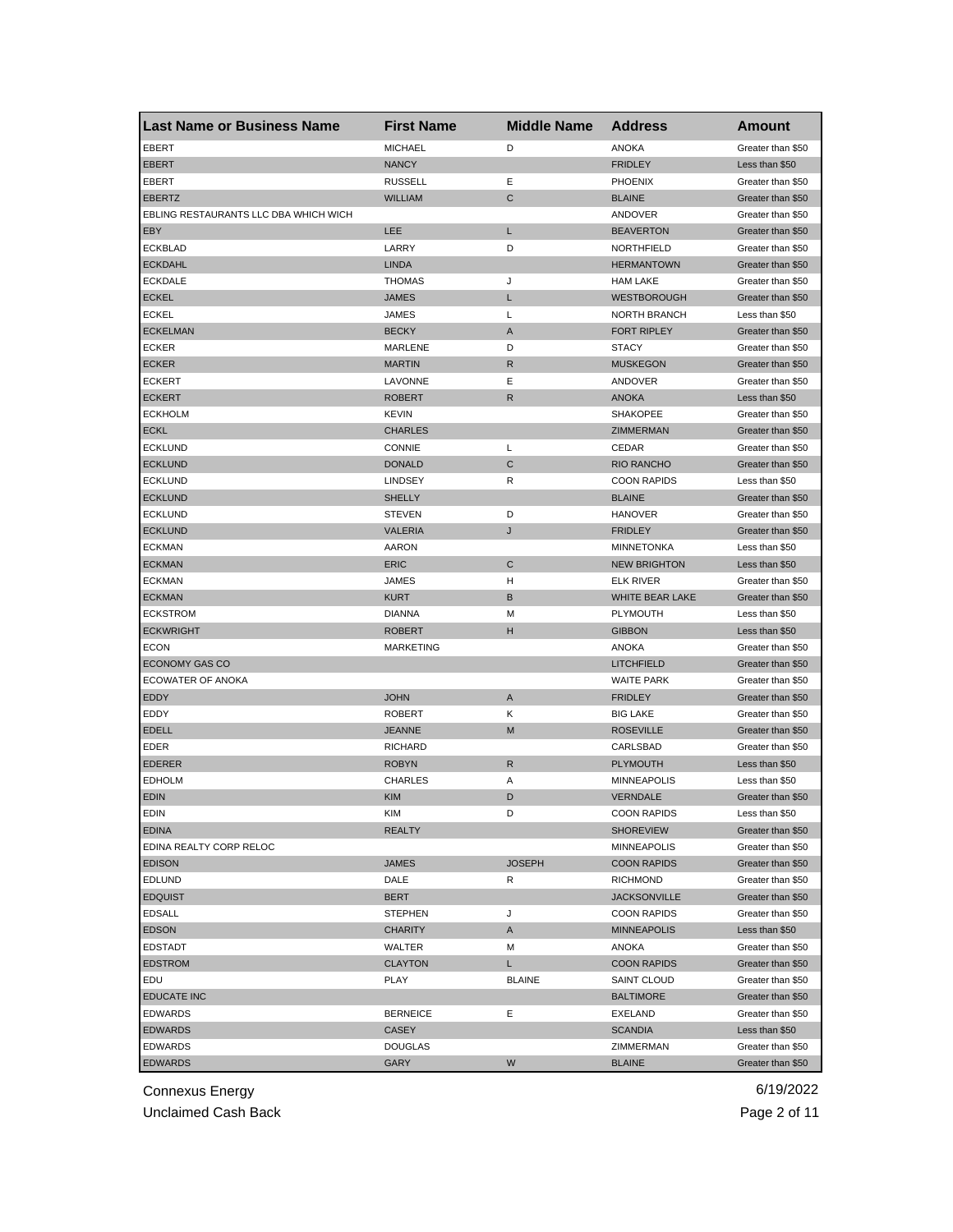| Last Name or Business Name | First Name | Middle Name | Address | Amount |
|---|---|---|---|---|
| EBERT | MICHAEL | D | ANOKA | Greater than $50 |
| EBERT | NANCY | | FRIDLEY | Less than $50 |
| EBERT | RUSSELL | E | PHOENIX | Greater than $50 |
| EBERTZ | WILLIAM | C | BLAINE | Greater than $50 |
| EBLING RESTAURANTS LLC DBA WHICH WICH | | | ANDOVER | Greater than $50 |
| EBY | LEE | L | BEAVERTON | Greater than $50 |
| ECKBLAD | LARRY | D | NORTHFIELD | Greater than $50 |
| ECKDAHL | LINDA | | HERMANTOWN | Greater than $50 |
| ECKDALE | THOMAS | J | HAM LAKE | Greater than $50 |
| ECKEL | JAMES | L | WESTBOROUGH | Greater than $50 |
| ECKEL | JAMES | L | NORTH BRANCH | Less than $50 |
| ECKELMAN | BECKY | A | FORT RIPLEY | Greater than $50 |
| ECKER | MARLENE | D | STACY | Greater than $50 |
| ECKER | MARTIN | R | MUSKEGON | Greater than $50 |
| ECKERT | LAVONNE | E | ANDOVER | Greater than $50 |
| ECKERT | ROBERT | R | ANOKA | Less than $50 |
| ECKHOLM | KEVIN | | SHAKOPEE | Greater than $50 |
| ECKL | CHARLES | | ZIMMERMAN | Greater than $50 |
| ECKLUND | CONNIE | L | CEDAR | Greater than $50 |
| ECKLUND | DONALD | C | RIO RANCHO | Greater than $50 |
| ECKLUND | LINDSEY | R | COON RAPIDS | Less than $50 |
| ECKLUND | SHELLY | | BLAINE | Greater than $50 |
| ECKLUND | STEVEN | D | HANOVER | Greater than $50 |
| ECKLUND | VALERIA | J | FRIDLEY | Greater than $50 |
| ECKMAN | AARON | | MINNETONKA | Less than $50 |
| ECKMAN | ERIC | C | NEW BRIGHTON | Less than $50 |
| ECKMAN | JAMES | H | ELK RIVER | Greater than $50 |
| ECKMAN | KURT | B | WHITE BEAR LAKE | Greater than $50 |
| ECKSTROM | DIANNA | M | PLYMOUTH | Less than $50 |
| ECKWRIGHT | ROBERT | H | GIBBON | Less than $50 |
| ECON | MARKETING | | ANOKA | Greater than $50 |
| ECONOMY GAS CO | | | LITCHFIELD | Greater than $50 |
| ECOWATER OF ANOKA | | | WAITE PARK | Greater than $50 |
| EDDY | JOHN | A | FRIDLEY | Greater than $50 |
| EDDY | ROBERT | K | BIG LAKE | Greater than $50 |
| EDELL | JEANNE | M | ROSEVILLE | Greater than $50 |
| EDER | RICHARD | | CARLSBAD | Greater than $50 |
| EDERER | ROBYN | R | PLYMOUTH | Less than $50 |
| EDHOLM | CHARLES | A | MINNEAPOLIS | Less than $50 |
| EDIN | KIM | D | VERNDALE | Greater than $50 |
| EDIN | KIM | D | COON RAPIDS | Less than $50 |
| EDINA | REALTY | | SHOREVIEW | Greater than $50 |
| EDINA REALTY CORP RELOC | | | MINNEAPOLIS | Greater than $50 |
| EDISON | JAMES | JOSEPH | COON RAPIDS | Greater than $50 |
| EDLUND | DALE | R | RICHMOND | Greater than $50 |
| EDQUIST | BERT | | JACKSONVILLE | Greater than $50 |
| EDSALL | STEPHEN | J | COON RAPIDS | Greater than $50 |
| EDSON | CHARITY | A | MINNEAPOLIS | Less than $50 |
| EDSTADT | WALTER | M | ANOKA | Greater than $50 |
| EDSTROM | CLAYTON | L | COON RAPIDS | Greater than $50 |
| EDU | PLAY | BLAINE | SAINT CLOUD | Greater than $50 |
| EDUCATE INC | | | BALTIMORE | Greater than $50 |
| EDWARDS | BERNEICE | E | EXELAND | Greater than $50 |
| EDWARDS | CASEY | | SCANDIA | Less than $50 |
| EDWARDS | DOUGLAS | | ZIMMERMAN | Greater than $50 |
| EDWARDS | GARY | W | BLAINE | Greater than $50 |

Connexus Energy
Unclaimed Cash Back

6/19/2022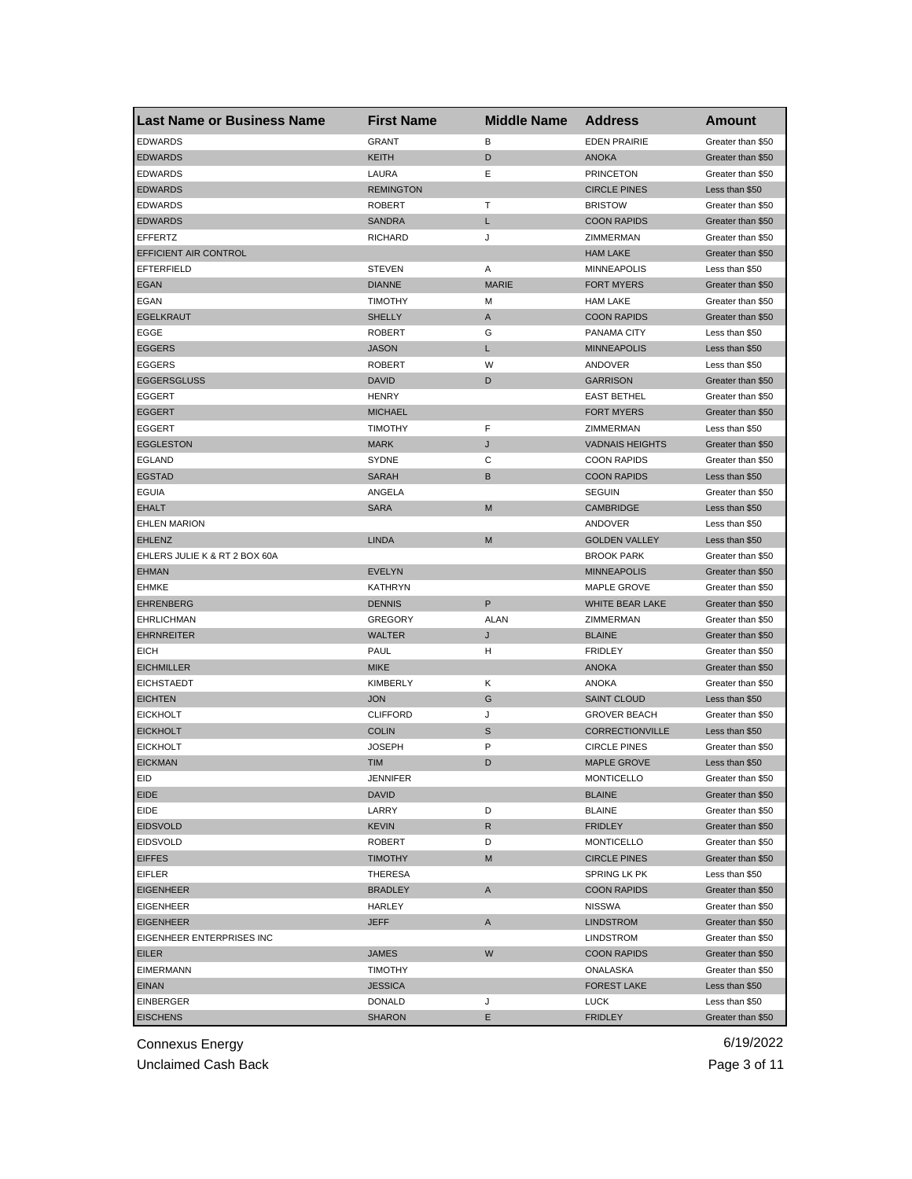| Last Name or Business Name | First Name | Middle Name | Address | Amount |
|---|---|---|---|---|
| EDWARDS | GRANT | B | EDEN PRAIRIE | Greater than $50 |
| EDWARDS | KEITH | D | ANOKA | Greater than $50 |
| EDWARDS | LAURA | E | PRINCETON | Greater than $50 |
| EDWARDS | REMINGTON | | CIRCLE PINES | Less than $50 |
| EDWARDS | ROBERT | T | BRISTOW | Greater than $50 |
| EDWARDS | SANDRA | L | COON RAPIDS | Greater than $50 |
| EFFERTZ | RICHARD | J | ZIMMERMAN | Greater than $50 |
| EFFICIENT AIR CONTROL | | | HAM LAKE | Greater than $50 |
| EFTERFIELD | STEVEN | A | MINNEAPOLIS | Less than $50 |
| EGAN | DIANNE | MARIE | FORT MYERS | Greater than $50 |
| EGAN | TIMOTHY | M | HAM LAKE | Greater than $50 |
| EGELKRAUT | SHELLY | A | COON RAPIDS | Greater than $50 |
| EGGE | ROBERT | G | PANAMA CITY | Less than $50 |
| EGGERS | JASON | L | MINNEAPOLIS | Less than $50 |
| EGGERS | ROBERT | W | ANDOVER | Less than $50 |
| EGGERSGLUSS | DAVID | D | GARRISON | Greater than $50 |
| EGGERT | HENRY | | EAST BETHEL | Greater than $50 |
| EGGERT | MICHAEL | | FORT MYERS | Greater than $50 |
| EGGERT | TIMOTHY | F | ZIMMERMAN | Less than $50 |
| EGGLESTON | MARK | J | VADNAIS HEIGHTS | Greater than $50 |
| EGLAND | SYDNE | C | COON RAPIDS | Greater than $50 |
| EGSTAD | SARAH | B | COON RAPIDS | Less than $50 |
| EGUIA | ANGELA | | SEGUIN | Greater than $50 |
| EHALT | SARA | M | CAMBRIDGE | Less than $50 |
| EHLEN MARION | | | ANDOVER | Less than $50 |
| EHLENZ | LINDA | M | GOLDEN VALLEY | Less than $50 |
| EHLERS JULIE K & RT 2 BOX 60A | | | BROOK PARK | Greater than $50 |
| EHMAN | EVELYN | | MINNEAPOLIS | Greater than $50 |
| EHMKE | KATHRYN | | MAPLE GROVE | Greater than $50 |
| EHRENBERG | DENNIS | P | WHITE BEAR LAKE | Greater than $50 |
| EHRLICHMAN | GREGORY | ALAN | ZIMMERMAN | Greater than $50 |
| EHRNREITER | WALTER | J | BLAINE | Greater than $50 |
| EICH | PAUL | H | FRIDLEY | Greater than $50 |
| EICHMILLER | MIKE | | ANOKA | Greater than $50 |
| EICHSTAEDT | KIMBERLY | K | ANOKA | Greater than $50 |
| EICHTEN | JON | G | SAINT CLOUD | Less than $50 |
| EICKHOLT | CLIFFORD | J | GROVER BEACH | Greater than $50 |
| EICKHOLT | COLIN | S | CORRECTIONVILLE | Less than $50 |
| EICKHOLT | JOSEPH | P | CIRCLE PINES | Greater than $50 |
| EICKMAN | TIM | D | MAPLE GROVE | Less than $50 |
| EID | JENNIFER | | MONTICELLO | Greater than $50 |
| EIDE | DAVID | | BLAINE | Greater than $50 |
| EIDE | LARRY | D | BLAINE | Greater than $50 |
| EIDSVOLD | KEVIN | R | FRIDLEY | Greater than $50 |
| EIDSVOLD | ROBERT | D | MONTICELLO | Greater than $50 |
| EIFFES | TIMOTHY | M | CIRCLE PINES | Greater than $50 |
| EIFLER | THERESA | | SPRING LK PK | Less than $50 |
| EIGENHEER | BRADLEY | A | COON RAPIDS | Greater than $50 |
| EIGENHEER | HARLEY | | NISSWA | Greater than $50 |
| EIGENHEER | JEFF | A | LINDSTROM | Greater than $50 |
| EIGENHEER ENTERPRISES INC | | | LINDSTROM | Greater than $50 |
| EILER | JAMES | W | COON RAPIDS | Greater than $50 |
| EIMERMANN | TIMOTHY | | ONALASKA | Greater than $50 |
| EINAN | JESSICA | | FOREST LAKE | Less than $50 |
| EINBERGER | DONALD | J | LUCK | Less than $50 |
| EISCHENS | SHARON | E | FRIDLEY | Greater than $50 |

Connexus Energy
Unclaimed Cash Back

6/19/2022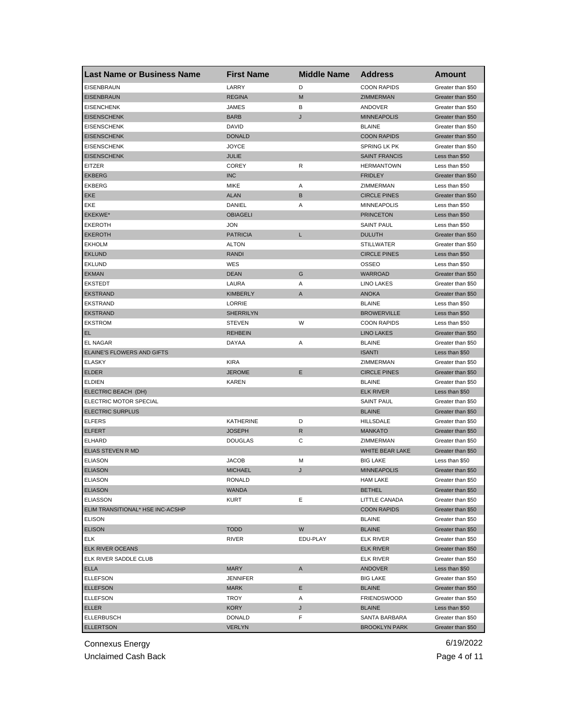| Last Name or Business Name | First Name | Middle Name | Address | Amount |
|---|---|---|---|---|
| EISENBRAUN | LARRY | D | COON RAPIDS | Greater than $50 |
| EISENBRAUN | REGINA | M | ZIMMERMAN | Greater than $50 |
| EISENCHENK | JAMES | B | ANDOVER | Greater than $50 |
| EISENSCHENK | BARB | J | MINNEAPOLIS | Greater than $50 |
| EISENSCHENK | DAVID | | BLAINE | Greater than $50 |
| EISENSCHENK | DONALD | | COON RAPIDS | Greater than $50 |
| EISENSCHENK | JOYCE | | SPRING LK PK | Greater than $50 |
| EISENSCHENK | JULIE | | SAINT FRANCIS | Less than $50 |
| EITZER | COREY | R | HERMANTOWN | Less than $50 |
| EKBERG | INC | | FRIDLEY | Greater than $50 |
| EKBERG | MIKE | A | ZIMMERMAN | Less than $50 |
| EKE | ALAN | B | CIRCLE PINES | Greater than $50 |
| EKE | DANIEL | A | MINNEAPOLIS | Less than $50 |
| EKEKWE* | OBIAGELI | | PRINCETON | Less than $50 |
| EKEROTH | JON | | SAINT PAUL | Less than $50 |
| EKEROTH | PATRICIA | L | DULUTH | Greater than $50 |
| EKHOLM | ALTON | | STILLWATER | Greater than $50 |
| EKLUND | RANDI | | CIRCLE PINES | Less than $50 |
| EKLUND | WES | | OSSEO | Less than $50 |
| EKMAN | DEAN | G | WARROAD | Greater than $50 |
| EKSTEDT | LAURA | A | LINO LAKES | Greater than $50 |
| EKSTRAND | KIMBERLY | A | ANOKA | Greater than $50 |
| EKSTRAND | LORRIE | | BLAINE | Less than $50 |
| EKSTRAND | SHERRILYN | | BROWERVILLE | Less than $50 |
| EKSTROM | STEVEN | W | COON RAPIDS | Less than $50 |
| EL | REHBEIN | | LINO LAKES | Greater than $50 |
| EL NAGAR | DAYAA | A | BLAINE | Greater than $50 |
| ELAINE'S FLOWERS AND GIFTS | | | ISANTI | Less than $50 |
| ELASKY | KIRA | | ZIMMERMAN | Greater than $50 |
| ELDER | JEROME | E | CIRCLE PINES | Greater than $50 |
| ELDIEN | KAREN | | BLAINE | Greater than $50 |
| ELECTRIC BEACH (DH) | | | ELK RIVER | Less than $50 |
| ELECTRIC MOTOR SPECIAL | | | SAINT PAUL | Greater than $50 |
| ELECTRIC SURPLUS | | | BLAINE | Greater than $50 |
| ELFERS | KATHERINE | D | HILLSDALE | Greater than $50 |
| ELFERT | JOSEPH | R | MANKATO | Greater than $50 |
| ELHARD | DOUGLAS | C | ZIMMERMAN | Greater than $50 |
| ELIAS STEVEN R MD | | | WHITE BEAR LAKE | Greater than $50 |
| ELIASON | JACOB | M | BIG LAKE | Less than $50 |
| ELIASON | MICHAEL | J | MINNEAPOLIS | Greater than $50 |
| ELIASON | RONALD | | HAM LAKE | Greater than $50 |
| ELIASON | WANDA | | BETHEL | Greater than $50 |
| ELIASSON | KURT | E | LITTLE CANADA | Greater than $50 |
| ELIM TRANSITIONAL* HSE INC-ACSHP | | | COON RAPIDS | Greater than $50 |
| ELISON | | | BLAINE | Greater than $50 |
| ELISON | TODD | W | BLAINE | Greater than $50 |
| ELK | RIVER | EDU-PLAY | ELK RIVER | Greater than $50 |
| ELK RIVER OCEANS | | | ELK RIVER | Greater than $50 |
| ELK RIVER SADDLE CLUB | | | ELK RIVER | Greater than $50 |
| ELLA | MARY | A | ANDOVER | Less than $50 |
| ELLEFSON | JENNIFER | | BIG LAKE | Greater than $50 |
| ELLEFSON | MARK | E | BLAINE | Greater than $50 |
| ELLEFSON | TROY | A | FRIENDSWOOD | Greater than $50 |
| ELLER | KORY | J | BLAINE | Less than $50 |
| ELLERBUSCH | DONALD | F | SANTA BARBARA | Greater than $50 |
| ELLERTSON | VERLYN | | BROOKLYN PARK | Greater than $50 |

Connexus Energy 6/19/2022

Unclaimed Cash Back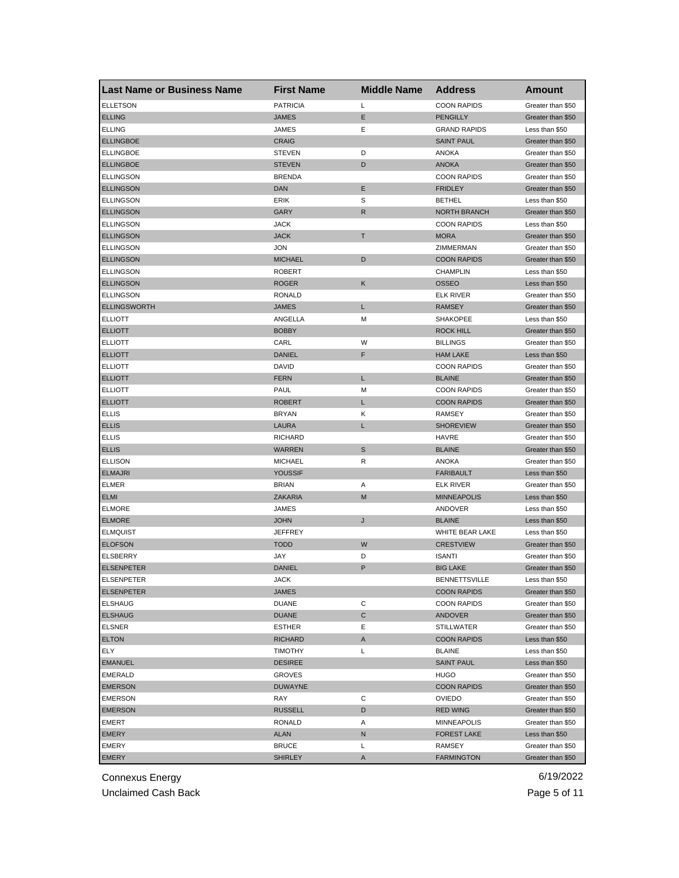| Last Name or Business Name | First Name | Middle Name | Address | Amount |
|---|---|---|---|---|
| ELLETSON | PATRICIA | L | COON RAPIDS | Greater than $50 |
| ELLING | JAMES | E | PENGILLY | Greater than $50 |
| ELLING | JAMES | E | GRAND RAPIDS | Less than $50 |
| ELLINGBOE | CRAIG | | SAINT PAUL | Greater than $50 |
| ELLINGBOE | STEVEN | D | ANOKA | Greater than $50 |
| ELLINGBOE | STEVEN | D | ANOKA | Greater than $50 |
| ELLINGSON | BRENDA | | COON RAPIDS | Greater than $50 |
| ELLINGSON | DAN | E | FRIDLEY | Greater than $50 |
| ELLINGSON | ERIK | S | BETHEL | Less than $50 |
| ELLINGSON | GARY | R | NORTH BRANCH | Greater than $50 |
| ELLINGSON | JACK | | COON RAPIDS | Less than $50 |
| ELLINGSON | JACK | T | MORA | Greater than $50 |
| ELLINGSON | JON | | ZIMMERMAN | Greater than $50 |
| ELLINGSON | MICHAEL | D | COON RAPIDS | Greater than $50 |
| ELLINGSON | ROBERT | | CHAMPLIN | Less than $50 |
| ELLINGSON | ROGER | K | OSSEO | Less than $50 |
| ELLINGSON | RONALD | | ELK RIVER | Greater than $50 |
| ELLINGSWORTH | JAMES | L | RAMSEY | Greater than $50 |
| ELLIOTT | ANGELLA | M | SHAKOPEE | Less than $50 |
| ELLIOTT | BOBBY | | ROCK HILL | Greater than $50 |
| ELLIOTT | CARL | W | BILLINGS | Greater than $50 |
| ELLIOTT | DANIEL | F | HAM LAKE | Less than $50 |
| ELLIOTT | DAVID | | COON RAPIDS | Greater than $50 |
| ELLIOTT | FERN | L | BLAINE | Greater than $50 |
| ELLIOTT | PAUL | M | COON RAPIDS | Greater than $50 |
| ELLIOTT | ROBERT | L | COON RAPIDS | Greater than $50 |
| ELLIS | BRYAN | K | RAMSEY | Greater than $50 |
| ELLIS | LAURA | L | SHOREVIEW | Greater than $50 |
| ELLIS | RICHARD | | HAVRE | Greater than $50 |
| ELLIS | WARREN | S | BLAINE | Greater than $50 |
| ELLISON | MICHAEL | R | ANOKA | Greater than $50 |
| ELMAJRI | YOUSSIF | | FARIBAULT | Less than $50 |
| ELMER | BRIAN | A | ELK RIVER | Greater than $50 |
| ELMI | ZAKARIA | M | MINNEAPOLIS | Less than $50 |
| ELMORE | JAMES | | ANDOVER | Less than $50 |
| ELMORE | JOHN | J | BLAINE | Less than $50 |
| ELMQUIST | JEFFREY | | WHITE BEAR LAKE | Less than $50 |
| ELOFSON | TODD | W | CRESTVIEW | Greater than $50 |
| ELSBERRY | JAY | D | ISANTI | Greater than $50 |
| ELSENPETER | DANIEL | P | BIG LAKE | Greater than $50 |
| ELSENPETER | JACK | | BENNETTSVILLE | Less than $50 |
| ELSENPETER | JAMES | | COON RAPIDS | Greater than $50 |
| ELSHAUG | DUANE | C | COON RAPIDS | Greater than $50 |
| ELSHAUG | DUANE | C | ANDOVER | Greater than $50 |
| ELSNER | ESTHER | E | STILLWATER | Greater than $50 |
| ELTON | RICHARD | A | COON RAPIDS | Less than $50 |
| ELY | TIMOTHY | L | BLAINE | Less than $50 |
| EMANUEL | DESIREE | | SAINT PAUL | Less than $50 |
| EMERALD | GROVES | | HUGO | Greater than $50 |
| EMERSON | DUWAYNE | | COON RAPIDS | Greater than $50 |
| EMERSON | RAY | C | OVIEDO | Greater than $50 |
| EMERSON | RUSSELL | D | RED WING | Greater than $50 |
| EMERT | RONALD | A | MINNEAPOLIS | Greater than $50 |
| EMERY | ALAN | N | FOREST LAKE | Less than $50 |
| EMERY | BRUCE | L | RAMSEY | Greater than $50 |
| EMERY | SHIRLEY | A | FARMINGTON | Greater than $50 |

Connexus Energy — 6/19/2022

Unclaimed Cash Back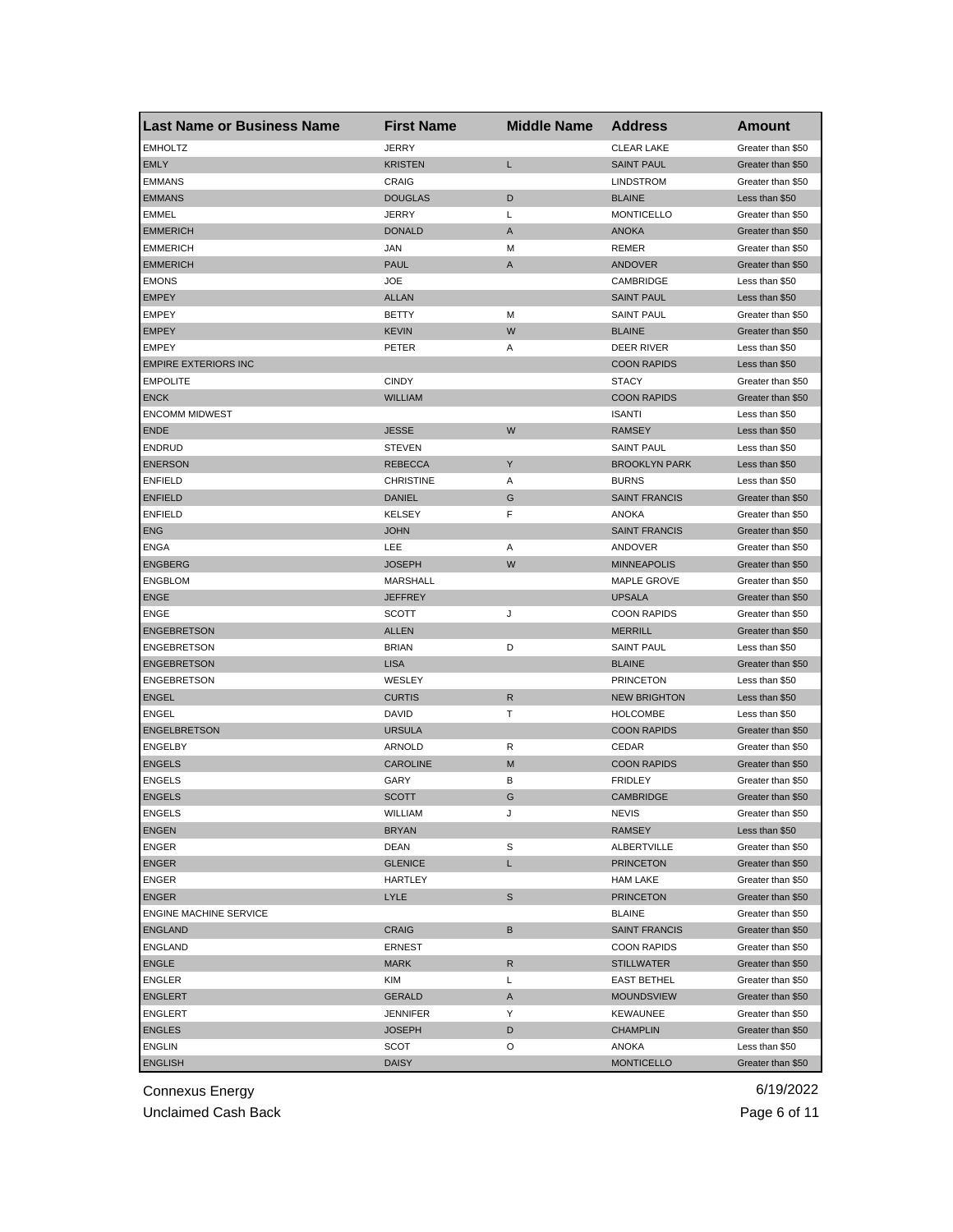| Last Name or Business Name | First Name | Middle Name | Address | Amount |
|---|---|---|---|---|
| EMHOLTZ | JERRY | | CLEAR LAKE | Greater than $50 |
| EMLY | KRISTEN | L | SAINT PAUL | Greater than $50 |
| EMMANS | CRAIG | | LINDSTROM | Greater than $50 |
| EMMANS | DOUGLAS | D | BLAINE | Less than $50 |
| EMMEL | JERRY | L | MONTICELLO | Greater than $50 |
| EMMERICH | DONALD | A | ANOKA | Greater than $50 |
| EMMERICH | JAN | M | REMER | Greater than $50 |
| EMMERICH | PAUL | A | ANDOVER | Greater than $50 |
| EMONS | JOE | | CAMBRIDGE | Less than $50 |
| EMPEY | ALLAN | | SAINT PAUL | Less than $50 |
| EMPEY | BETTY | M | SAINT PAUL | Greater than $50 |
| EMPEY | KEVIN | W | BLAINE | Greater than $50 |
| EMPEY | PETER | A | DEER RIVER | Less than $50 |
| EMPIRE EXTERIORS INC | | | COON RAPIDS | Less than $50 |
| EMPOLITE | CINDY | | STACY | Greater than $50 |
| ENCK | WILLIAM | | COON RAPIDS | Greater than $50 |
| ENCOMM MIDWEST | | | ISANTI | Less than $50 |
| ENDE | JESSE | W | RAMSEY | Less than $50 |
| ENDRUD | STEVEN | | SAINT PAUL | Less than $50 |
| ENERSON | REBECCA | Y | BROOKLYN PARK | Less than $50 |
| ENFIELD | CHRISTINE | A | BURNS | Less than $50 |
| ENFIELD | DANIEL | G | SAINT FRANCIS | Greater than $50 |
| ENFIELD | KELSEY | F | ANOKA | Greater than $50 |
| ENG | JOHN | | SAINT FRANCIS | Greater than $50 |
| ENGA | LEE | A | ANDOVER | Greater than $50 |
| ENGBERG | JOSEPH | W | MINNEAPOLIS | Greater than $50 |
| ENGBLOM | MARSHALL | | MAPLE GROVE | Greater than $50 |
| ENGE | JEFFREY | | UPSALA | Greater than $50 |
| ENGE | SCOTT | J | COON RAPIDS | Greater than $50 |
| ENGEBRETSON | ALLEN | | MERRILL | Greater than $50 |
| ENGEBRETSON | BRIAN | D | SAINT PAUL | Less than $50 |
| ENGEBRETSON | LISA | | BLAINE | Greater than $50 |
| ENGEBRETSON | WESLEY | | PRINCETON | Less than $50 |
| ENGEL | CURTIS | R | NEW BRIGHTON | Less than $50 |
| ENGEL | DAVID | T | HOLCOMBE | Less than $50 |
| ENGELBRETSON | URSULA | | COON RAPIDS | Greater than $50 |
| ENGELBY | ARNOLD | R | CEDAR | Greater than $50 |
| ENGELS | CAROLINE | M | COON RAPIDS | Greater than $50 |
| ENGELS | GARY | B | FRIDLEY | Greater than $50 |
| ENGELS | SCOTT | G | CAMBRIDGE | Greater than $50 |
| ENGELS | WILLIAM | J | NEVIS | Greater than $50 |
| ENGEN | BRYAN | | RAMSEY | Less than $50 |
| ENGER | DEAN | S | ALBERTVILLE | Greater than $50 |
| ENGER | GLENICE | L | PRINCETON | Greater than $50 |
| ENGER | HARTLEY | | HAM LAKE | Greater than $50 |
| ENGER | LYLE | S | PRINCETON | Greater than $50 |
| ENGINE MACHINE SERVICE | | | BLAINE | Greater than $50 |
| ENGLAND | CRAIG | B | SAINT FRANCIS | Greater than $50 |
| ENGLAND | ERNEST | | COON RAPIDS | Greater than $50 |
| ENGLE | MARK | R | STILLWATER | Greater than $50 |
| ENGLER | KIM | L | EAST BETHEL | Greater than $50 |
| ENGLERT | GERALD | A | MOUNDSVIEW | Greater than $50 |
| ENGLERT | JENNIFER | Y | KEWAUNEE | Greater than $50 |
| ENGLES | JOSEPH | D | CHAMPLIN | Greater than $50 |
| ENGLIN | SCOT | O | ANOKA | Less than $50 |
| ENGLISH | DAISY | | MONTICELLO | Greater than $50 |

Connexus Energy
Unclaimed Cash Back

6/19/2022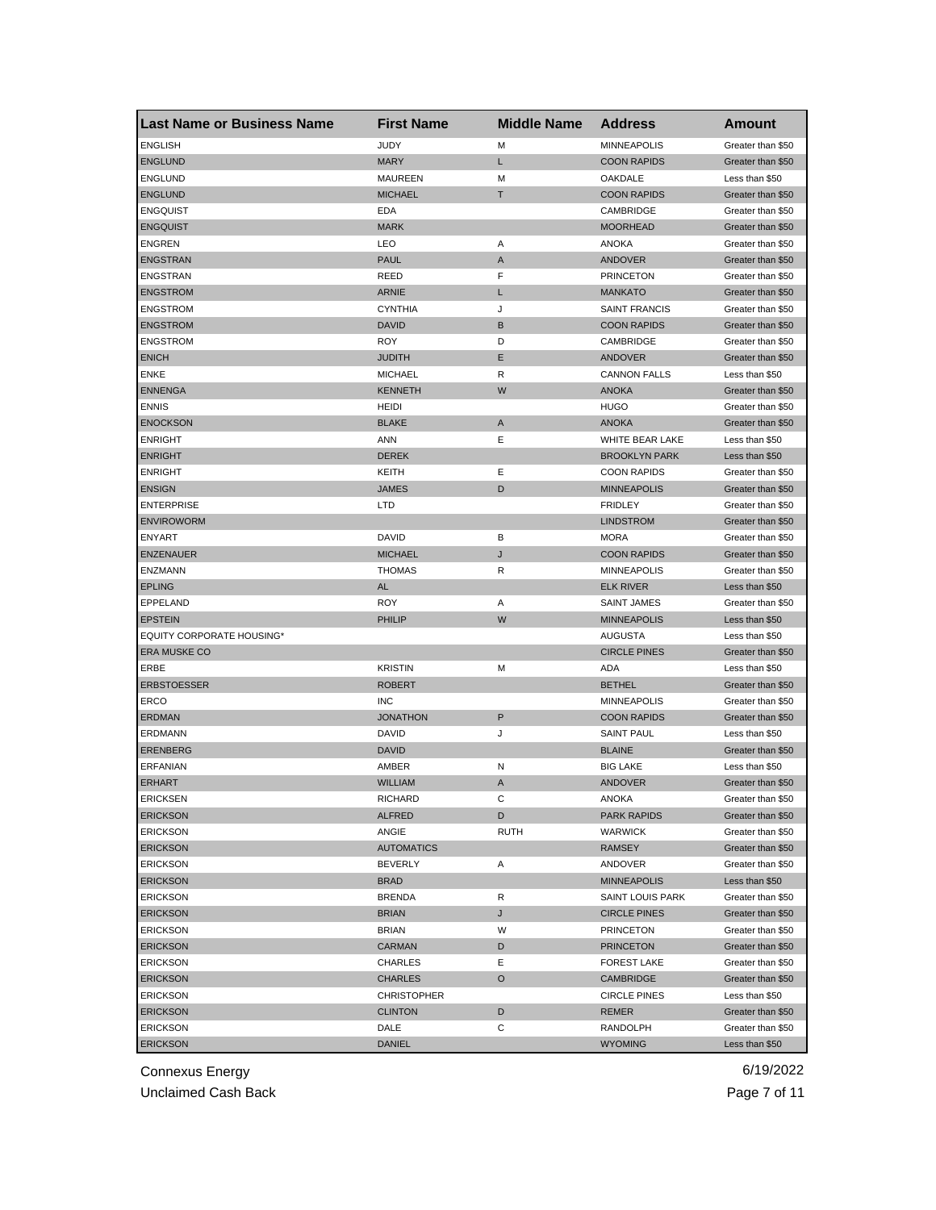| Last Name or Business Name | First Name | Middle Name | Address | Amount |
|---|---|---|---|---|
| ENGLISH | JUDY | M | MINNEAPOLIS | Greater than $50 |
| ENGLUND | MARY | L | COON RAPIDS | Greater than $50 |
| ENGLUND | MAUREEN | M | OAKDALE | Less than $50 |
| ENGLUND | MICHAEL | T | COON RAPIDS | Greater than $50 |
| ENGQUIST | EDA | | CAMBRIDGE | Greater than $50 |
| ENGQUIST | MARK | | MOORHEAD | Greater than $50 |
| ENGREN | LEO | A | ANOKA | Greater than $50 |
| ENGSTRAN | PAUL | A | ANDOVER | Greater than $50 |
| ENGSTRAN | REED | F | PRINCETON | Greater than $50 |
| ENGSTROM | ARNIE | L | MANKATO | Greater than $50 |
| ENGSTROM | CYNTHIA | J | SAINT FRANCIS | Greater than $50 |
| ENGSTROM | DAVID | B | COON RAPIDS | Greater than $50 |
| ENGSTROM | ROY | D | CAMBRIDGE | Greater than $50 |
| ENICH | JUDITH | E | ANDOVER | Greater than $50 |
| ENKE | MICHAEL | R | CANNON FALLS | Less than $50 |
| ENNENGA | KENNETH | W | ANOKA | Greater than $50 |
| ENNIS | HEIDI | | HUGO | Greater than $50 |
| ENOCKSON | BLAKE | A | ANOKA | Greater than $50 |
| ENRIGHT | ANN | E | WHITE BEAR LAKE | Less than $50 |
| ENRIGHT | DEREK | | BROOKLYN PARK | Less than $50 |
| ENRIGHT | KEITH | E | COON RAPIDS | Greater than $50 |
| ENSIGN | JAMES | D | MINNEAPOLIS | Greater than $50 |
| ENTERPRISE | LTD | | FRIDLEY | Greater than $50 |
| ENVIROWORM | | | LINDSTROM | Greater than $50 |
| ENYART | DAVID | B | MORA | Greater than $50 |
| ENZENAUER | MICHAEL | J | COON RAPIDS | Greater than $50 |
| ENZMANN | THOMAS | R | MINNEAPOLIS | Greater than $50 |
| EPLING | AL | | ELK RIVER | Less than $50 |
| EPPELAND | ROY | A | SAINT JAMES | Greater than $50 |
| EPSTEIN | PHILIP | W | MINNEAPOLIS | Less than $50 |
| EQUITY CORPORATE HOUSING* | | | AUGUSTA | Less than $50 |
| ERA MUSKE CO | | | CIRCLE PINES | Greater than $50 |
| ERBE | KRISTIN | M | ADA | Less than $50 |
| ERBSTOESSER | ROBERT | | BETHEL | Greater than $50 |
| ERCO | INC | | MINNEAPOLIS | Greater than $50 |
| ERDMAN | JONATHON | P | COON RAPIDS | Greater than $50 |
| ERDMANN | DAVID | J | SAINT PAUL | Less than $50 |
| ERENBERG | DAVID | | BLAINE | Greater than $50 |
| ERFANIAN | AMBER | N | BIG LAKE | Less than $50 |
| ERHART | WILLIAM | A | ANDOVER | Greater than $50 |
| ERICKSEN | RICHARD | C | ANOKA | Greater than $50 |
| ERICKSON | ALFRED | D | PARK RAPIDS | Greater than $50 |
| ERICKSON | ANGIE | RUTH | WARWICK | Greater than $50 |
| ERICKSON | AUTOMATICS | | RAMSEY | Greater than $50 |
| ERICKSON | BEVERLY | A | ANDOVER | Greater than $50 |
| ERICKSON | BRAD | | MINNEAPOLIS | Less than $50 |
| ERICKSON | BRENDA | R | SAINT LOUIS PARK | Greater than $50 |
| ERICKSON | BRIAN | J | CIRCLE PINES | Greater than $50 |
| ERICKSON | BRIAN | W | PRINCETON | Greater than $50 |
| ERICKSON | CARMAN | D | PRINCETON | Greater than $50 |
| ERICKSON | CHARLES | E | FOREST LAKE | Greater than $50 |
| ERICKSON | CHARLES | O | CAMBRIDGE | Greater than $50 |
| ERICKSON | CHRISTOPHER | | CIRCLE PINES | Less than $50 |
| ERICKSON | CLINTON | D | REMER | Greater than $50 |
| ERICKSON | DALE | C | RANDOLPH | Greater than $50 |
| ERICKSON | DANIEL | | WYOMING | Less than $50 |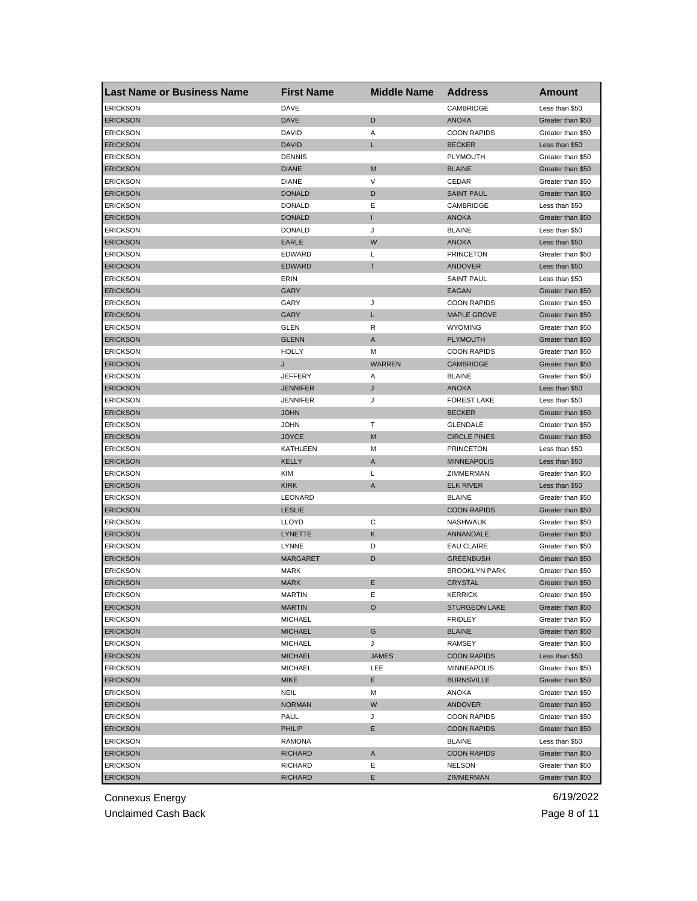| Last Name or Business Name | First Name | Middle Name | Address | Amount |
|---|---|---|---|---|
| ERICKSON | DAVE | | CAMBRIDGE | Less than $50 |
| ERICKSON | DAVE | D | ANOKA | Greater than $50 |
| ERICKSON | DAVID | A | COON RAPIDS | Greater than $50 |
| ERICKSON | DAVID | L | BECKER | Less than $50 |
| ERICKSON | DENNIS | | PLYMOUTH | Greater than $50 |
| ERICKSON | DIANE | M | BLAINE | Greater than $50 |
| ERICKSON | DIANE | V | CEDAR | Greater than $50 |
| ERICKSON | DONALD | D | SAINT PAUL | Greater than $50 |
| ERICKSON | DONALD | E | CAMBRIDGE | Less than $50 |
| ERICKSON | DONALD | I | ANOKA | Greater than $50 |
| ERICKSON | DONALD | J | BLAINE | Less than $50 |
| ERICKSON | EARLE | W | ANOKA | Less than $50 |
| ERICKSON | EDWARD | L | PRINCETON | Greater than $50 |
| ERICKSON | EDWARD | T | ANDOVER | Less than $50 |
| ERICKSON | ERIN | | SAINT PAUL | Less than $50 |
| ERICKSON | GARY | | EAGAN | Greater than $50 |
| ERICKSON | GARY | J | COON RAPIDS | Greater than $50 |
| ERICKSON | GARY | L | MAPLE GROVE | Greater than $50 |
| ERICKSON | GLEN | R | WYOMING | Greater than $50 |
| ERICKSON | GLENN | A | PLYMOUTH | Greater than $50 |
| ERICKSON | HOLLY | M | COON RAPIDS | Greater than $50 |
| ERICKSON | J | WARREN | CAMBRIDGE | Greater than $50 |
| ERICKSON | JEFFERY | A | BLAINE | Greater than $50 |
| ERICKSON | JENNIFER | J | ANOKA | Less than $50 |
| ERICKSON | JENNIFER | J | FOREST LAKE | Less than $50 |
| ERICKSON | JOHN | | BECKER | Greater than $50 |
| ERICKSON | JOHN | T | GLENDALE | Greater than $50 |
| ERICKSON | JOYCE | M | CIRCLE PINES | Greater than $50 |
| ERICKSON | KATHLEEN | M | PRINCETON | Less than $50 |
| ERICKSON | KELLY | A | MINNEAPOLIS | Less than $50 |
| ERICKSON | KIM | L | ZIMMERMAN | Greater than $50 |
| ERICKSON | KIRK | A | ELK RIVER | Less than $50 |
| ERICKSON | LEONARD | | BLAINE | Greater than $50 |
| ERICKSON | LESLIE | | COON RAPIDS | Greater than $50 |
| ERICKSON | LLOYD | C | NASHWAUK | Greater than $50 |
| ERICKSON | LYNETTE | K | ANNANDALE | Greater than $50 |
| ERICKSON | LYNNE | D | EAU CLAIRE | Greater than $50 |
| ERICKSON | MARGARET | D | GREENBUSH | Greater than $50 |
| ERICKSON | MARK | | BROOKLYN PARK | Greater than $50 |
| ERICKSON | MARK | E | CRYSTAL | Greater than $50 |
| ERICKSON | MARTIN | E | KERRICK | Greater than $50 |
| ERICKSON | MARTIN | O | STURGEON LAKE | Greater than $50 |
| ERICKSON | MICHAEL | | FRIDLEY | Greater than $50 |
| ERICKSON | MICHAEL | G | BLAINE | Greater than $50 |
| ERICKSON | MICHAEL | J | RAMSEY | Greater than $50 |
| ERICKSON | MICHAEL | JAMES | COON RAPIDS | Less than $50 |
| ERICKSON | MICHAEL | LEE | MINNEAPOLIS | Greater than $50 |
| ERICKSON | MIKE | E | BURNSVILLE | Greater than $50 |
| ERICKSON | NEIL | M | ANOKA | Greater than $50 |
| ERICKSON | NORMAN | W | ANDOVER | Greater than $50 |
| ERICKSON | PAUL | J | COON RAPIDS | Greater than $50 |
| ERICKSON | PHILIP | E | COON RAPIDS | Greater than $50 |
| ERICKSON | RAMONA | | BLAINE | Less than $50 |
| ERICKSON | RICHARD | A | COON RAPIDS | Greater than $50 |
| ERICKSON | RICHARD | E | NELSON | Greater than $50 |
| ERICKSON | RICHARD | E | ZIMMERMAN | Greater than $50 |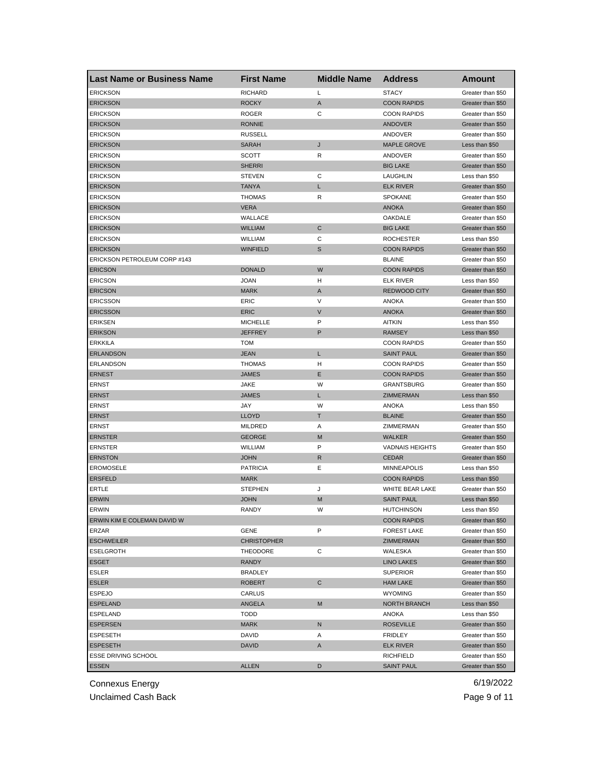| Last Name or Business Name | First Name | Middle Name | Address | Amount |
|---|---|---|---|---|
| ERICKSON | RICHARD | L | STACY | Greater than $50 |
| ERICKSON | ROCKY | A | COON RAPIDS | Greater than $50 |
| ERICKSON | ROGER | C | COON RAPIDS | Greater than $50 |
| ERICKSON | RONNIE | | ANDOVER | Greater than $50 |
| ERICKSON | RUSSELL | | ANDOVER | Greater than $50 |
| ERICKSON | SARAH | J | MAPLE GROVE | Less than $50 |
| ERICKSON | SCOTT | R | ANDOVER | Greater than $50 |
| ERICKSON | SHERRI | | BIG LAKE | Greater than $50 |
| ERICKSON | STEVEN | C | LAUGHLIN | Less than $50 |
| ERICKSON | TANYA | L | ELK RIVER | Greater than $50 |
| ERICKSON | THOMAS | R | SPOKANE | Greater than $50 |
| ERICKSON | VERA | | ANOKA | Greater than $50 |
| ERICKSON | WALLACE | | OAKDALE | Greater than $50 |
| ERICKSON | WILLIAM | C | BIG LAKE | Greater than $50 |
| ERICKSON | WILLIAM | C | ROCHESTER | Less than $50 |
| ERICKSON | WINFIELD | S | COON RAPIDS | Greater than $50 |
| ERICKSON PETROLEUM CORP #143 | | | BLAINE | Greater than $50 |
| ERICSON | DONALD | W | COON RAPIDS | Greater than $50 |
| ERICSON | JOAN | H | ELK RIVER | Less than $50 |
| ERICSON | MARK | A | REDWOOD CITY | Greater than $50 |
| ERICSSON | ERIC | V | ANOKA | Greater than $50 |
| ERICSSON | ERIC | V | ANOKA | Greater than $50 |
| ERIKSEN | MICHELLE | P | AITKIN | Less than $50 |
| ERIKSON | JEFFREY | P | RAMSEY | Less than $50 |
| ERKKILA | TOM | | COON RAPIDS | Greater than $50 |
| ERLANDSON | JEAN | L | SAINT PAUL | Greater than $50 |
| ERLANDSON | THOMAS | H | COON RAPIDS | Greater than $50 |
| ERNEST | JAMES | E | COON RAPIDS | Greater than $50 |
| ERNST | JAKE | W | GRANTSBURG | Greater than $50 |
| ERNST | JAMES | L | ZIMMERMAN | Less than $50 |
| ERNST | JAY | W | ANOKA | Less than $50 |
| ERNST | LLOYD | T | BLAINE | Greater than $50 |
| ERNST | MILDRED | A | ZIMMERMAN | Greater than $50 |
| ERNSTER | GEORGE | M | WALKER | Greater than $50 |
| ERNSTER | WILLIAM | P | VADNAIS HEIGHTS | Greater than $50 |
| ERNSTON | JOHN | R | CEDAR | Greater than $50 |
| EROMOSELE | PATRICIA | E | MINNEAPOLIS | Less than $50 |
| ERSFELD | MARK | | COON RAPIDS | Less than $50 |
| ERTLE | STEPHEN | J | WHITE BEAR LAKE | Greater than $50 |
| ERWIN | JOHN | M | SAINT PAUL | Less than $50 |
| ERWIN | RANDY | W | HUTCHINSON | Less than $50 |
| ERWIN KIM E COLEMAN DAVID W | | | COON RAPIDS | Greater than $50 |
| ERZAR | GENE | P | FOREST LAKE | Greater than $50 |
| ESCHWEILER | CHRISTOPHER | | ZIMMERMAN | Greater than $50 |
| ESELGROTH | THEODORE | C | WALESKA | Greater than $50 |
| ESGET | RANDY | | LINO LAKES | Greater than $50 |
| ESLER | BRADLEY | | SUPERIOR | Greater than $50 |
| ESLER | ROBERT | C | HAM LAKE | Greater than $50 |
| ESPEJO | CARLUS | | WYOMING | Greater than $50 |
| ESPELAND | ANGELA | M | NORTH BRANCH | Less than $50 |
| ESPELAND | TODD | | ANOKA | Less than $50 |
| ESPERSEN | MARK | N | ROSEVILLE | Greater than $50 |
| ESPESETH | DAVID | A | FRIDLEY | Greater than $50 |
| ESPESETH | DAVID | A | ELK RIVER | Greater than $50 |
| ESSE DRIVING SCHOOL | | | RICHFIELD | Greater than $50 |
| ESSEN | ALLEN | D | SAINT PAUL | Greater than $50 |

Connexus Energy
Unclaimed Cash Back

6/19/2022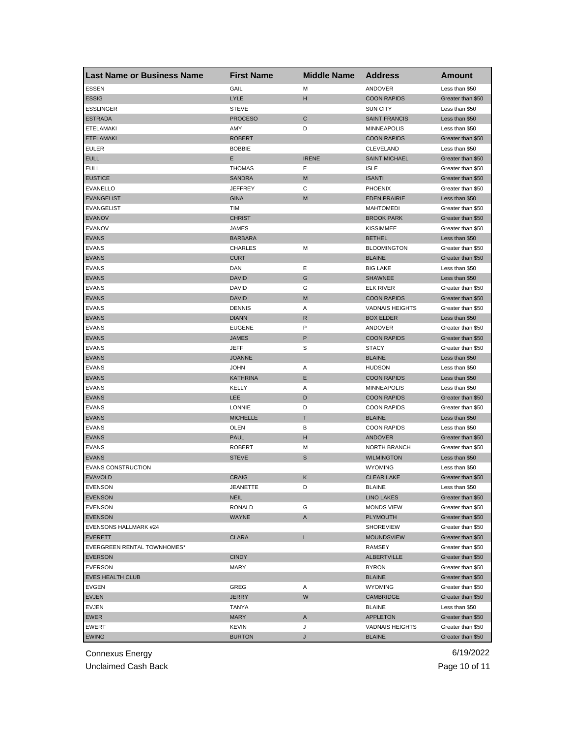| Last Name or Business Name | First Name | Middle Name | Address | Amount |
|---|---|---|---|---|
| ESSEN | GAIL | M | ANDOVER | Less than $50 |
| ESSIG | LYLE | H | COON RAPIDS | Greater than $50 |
| ESSLINGER | STEVE | | SUN CITY | Less than $50 |
| ESTRADA | PROCESO | C | SAINT FRANCIS | Less than $50 |
| ETELAMAKI | AMY | D | MINNEAPOLIS | Less than $50 |
| ETELAMAKI | ROBERT | | COON RAPIDS | Greater than $50 |
| EULER | BOBBIE | | CLEVELAND | Less than $50 |
| EULL | E | IRENE | SAINT MICHAEL | Greater than $50 |
| EULL | THOMAS | E | ISLE | Greater than $50 |
| EUSTICE | SANDRA | M | ISANTI | Greater than $50 |
| EVANELLO | JEFFREY | C | PHOENIX | Greater than $50 |
| EVANGELIST | GINA | M | EDEN PRAIRIE | Less than $50 |
| EVANGELIST | TIM | | MAHTOMEDI | Greater than $50 |
| EVANOV | CHRIST | | BROOK PARK | Greater than $50 |
| EVANOV | JAMES | | KISSIMMEE | Greater than $50 |
| EVANS | BARBARA | | BETHEL | Less than $50 |
| EVANS | CHARLES | M | BLOOMINGTON | Greater than $50 |
| EVANS | CURT | | BLAINE | Greater than $50 |
| EVANS | DAN | E | BIG LAKE | Less than $50 |
| EVANS | DAVID | G | SHAWNEE | Less than $50 |
| EVANS | DAVID | G | ELK RIVER | Greater than $50 |
| EVANS | DAVID | M | COON RAPIDS | Greater than $50 |
| EVANS | DENNIS | A | VADNAIS HEIGHTS | Greater than $50 |
| EVANS | DIANN | R | BOX ELDER | Less than $50 |
| EVANS | EUGENE | P | ANDOVER | Greater than $50 |
| EVANS | JAMES | P | COON RAPIDS | Greater than $50 |
| EVANS | JEFF | S | STACY | Greater than $50 |
| EVANS | JOANNE | | BLAINE | Less than $50 |
| EVANS | JOHN | A | HUDSON | Less than $50 |
| EVANS | KATHRINA | E | COON RAPIDS | Less than $50 |
| EVANS | KELLY | A | MINNEAPOLIS | Less than $50 |
| EVANS | LEE | D | COON RAPIDS | Greater than $50 |
| EVANS | LONNIE | D | COON RAPIDS | Greater than $50 |
| EVANS | MICHELLE | T | BLAINE | Less than $50 |
| EVANS | OLEN | B | COON RAPIDS | Less than $50 |
| EVANS | PAUL | H | ANDOVER | Greater than $50 |
| EVANS | ROBERT | M | NORTH BRANCH | Greater than $50 |
| EVANS | STEVE | S | WILMINGTON | Less than $50 |
| EVANS CONSTRUCTION | | | WYOMING | Less than $50 |
| EVAVOLD | CRAIG | K | CLEAR LAKE | Greater than $50 |
| EVENSON | JEANETTE | D | BLAINE | Less than $50 |
| EVENSON | NEIL | | LINO LAKES | Greater than $50 |
| EVENSON | RONALD | G | MONDS VIEW | Greater than $50 |
| EVENSON | WAYNE | A | PLYMOUTH | Greater than $50 |
| EVENSONS HALLMARK #24 | | | SHOREVIEW | Greater than $50 |
| EVERETT | CLARA | L | MOUNDSVIEW | Greater than $50 |
| EVERGREEN RENTAL TOWNHOMES* | | | RAMSEY | Greater than $50 |
| EVERSON | CINDY | | ALBERTVILLE | Greater than $50 |
| EVERSON | MARY | | BYRON | Greater than $50 |
| EVES HEALTH CLUB | | | BLAINE | Greater than $50 |
| EVGEN | GREG | A | WYOMING | Greater than $50 |
| EVJEN | JERRY | W | CAMBRIDGE | Greater than $50 |
| EVJEN | TANYA | | BLAINE | Less than $50 |
| EWER | MARY | A | APPLETON | Greater than $50 |
| EWERT | KEVIN | J | VADNAIS HEIGHTS | Greater than $50 |
| EWING | BURTON | J | BLAINE | Greater than $50 |

Connexus Energy
Unclaimed Cash Back

6/19/2022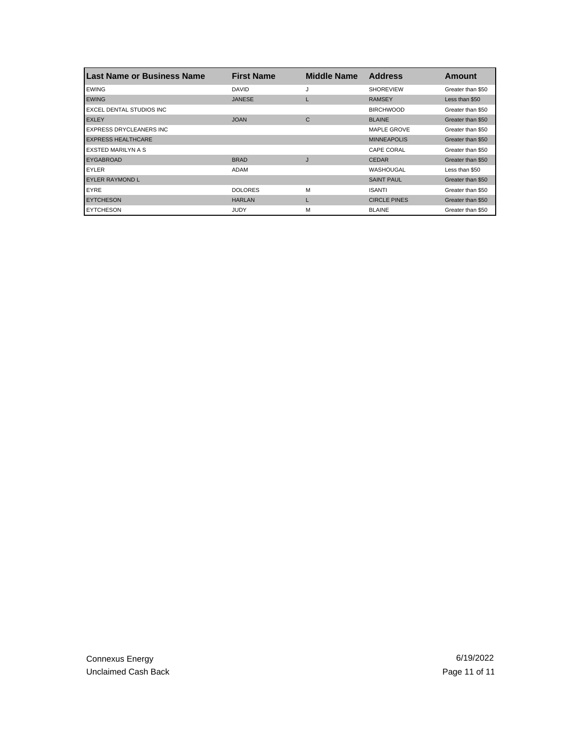| Last Name or Business Name | First Name | Middle Name | Address | Amount |
|---|---|---|---|---|
| EWING | DAVID | J | SHOREVIEW | Greater than $50 |
| EWING | JANESE | L | RAMSEY | Less than $50 |
| EXCEL DENTAL STUDIOS INC | | | BIRCHWOOD | Greater than $50 |
| EXLEY | JOAN | C | BLAINE | Greater than $50 |
| EXPRESS DRYCLEANERS INC | | | MAPLE GROVE | Greater than $50 |
| EXPRESS HEALTHCARE | | | MINNEAPOLIS | Greater than $50 |
| EXSTED MARILYN A S | | | CAPE CORAL | Greater than $50 |
| EYGABROAD | BRAD | J | CEDAR | Greater than $50 |
| EYLER | ADAM | | WASHOUGAL | Less than $50 |
| EYLER RAYMOND L | | | SAINT PAUL | Greater than $50 |
| EYRE | DOLORES | M | ISANTI | Greater than $50 |
| EYTCHESON | HARLAN | L | CIRCLE PINES | Greater than $50 |
| EYTCHESON | JUDY | M | BLAINE | Greater than $50 |